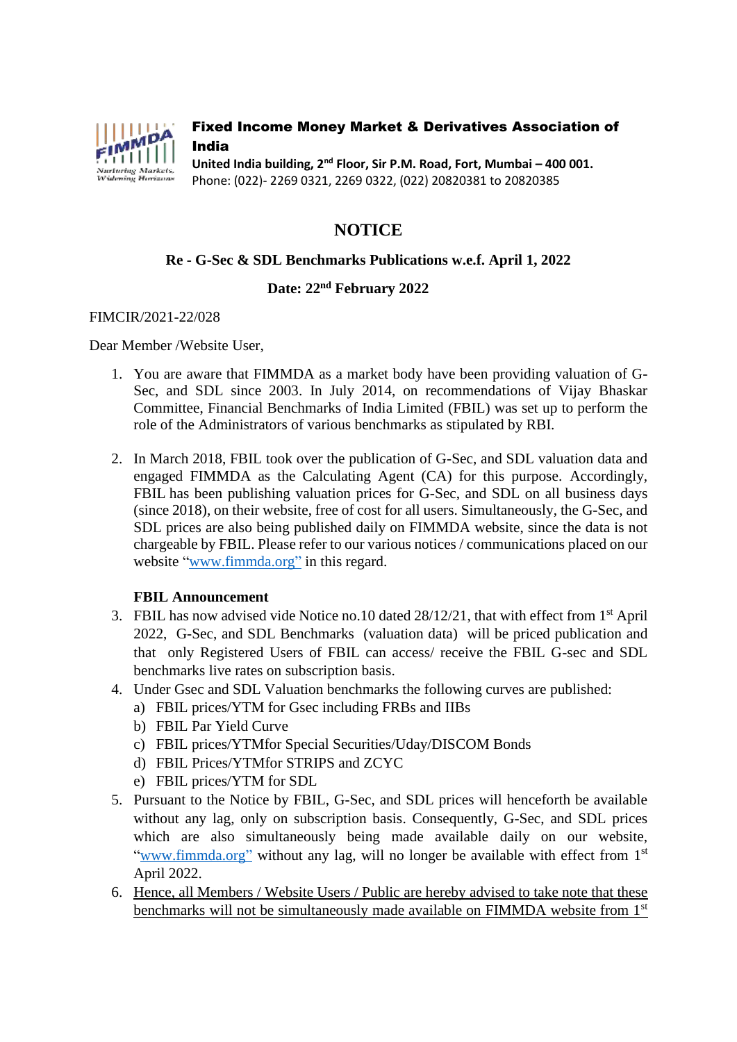**Fixed Income Money Market & Derivatives Association of India**
**United India building, 2nd Floor, Sir P.M. Road, Fort, Mumbai – 400 001.**
Phone: (022)- 2269 0321, 2269 0322, (022) 20820381 to 20820385

# NOTICE

**Re - G-Sec & SDL Benchmarks Publications w.e.f. April 1, 2022**

**Date: 22nd February 2022**

FIMCIR/2021-22/028

Dear Member /Website User,

1. You are aware that FIMMDA as a market body have been providing valuation of G-Sec, and SDL since 2003. In July 2014, on recommendations of Vijay Bhaskar Committee, Financial Benchmarks of India Limited (FBIL) was set up to perform the role of the Administrators of various benchmarks as stipulated by RBI.

2. In March 2018, FBIL took over the publication of G-Sec, and SDL valuation data and engaged FIMMDA as the Calculating Agent (CA) for this purpose. Accordingly, FBIL has been publishing valuation prices for G-Sec, and SDL on all business days (since 2018), on their website, free of cost for all users. Simultaneously, the G-Sec, and SDL prices are also being published daily on FIMMDA website, since the data is not chargeable by FBIL. Please refer to our various notices / communications placed on our website "www.fimmda.org" in this regard.

**FBIL Announcement**

3. FBIL has now advised vide Notice no.10 dated 28/12/21, that with effect from 1st April 2022, G-Sec, and SDL Benchmarks (valuation data) will be priced publication and that only Registered Users of FBIL can access/ receive the FBIL G-sec and SDL benchmarks live rates on subscription basis.
4. Under Gsec and SDL Valuation benchmarks the following curves are published:
   a) FBIL prices/YTM for Gsec including FRBs and IIBs
   b) FBIL Par Yield Curve
   c) FBIL prices/YTMfor Special Securities/Uday/DISCOM Bonds
   d) FBIL Prices/YTMfor STRIPS and ZCYC
   e) FBIL prices/YTM for SDL
5. Pursuant to the Notice by FBIL, G-Sec, and SDL prices will henceforth be available without any lag, only on subscription basis. Consequently, G-Sec, and SDL prices which are also simultaneously being made available daily on our website, "www.fimmda.org" without any lag, will no longer be available with effect from 1st April 2022.
6. <u>Hence, all Members / Website Users / Public are hereby advised to take note that these benchmarks will not be simultaneously made available on FIMMDA website from 1st</u>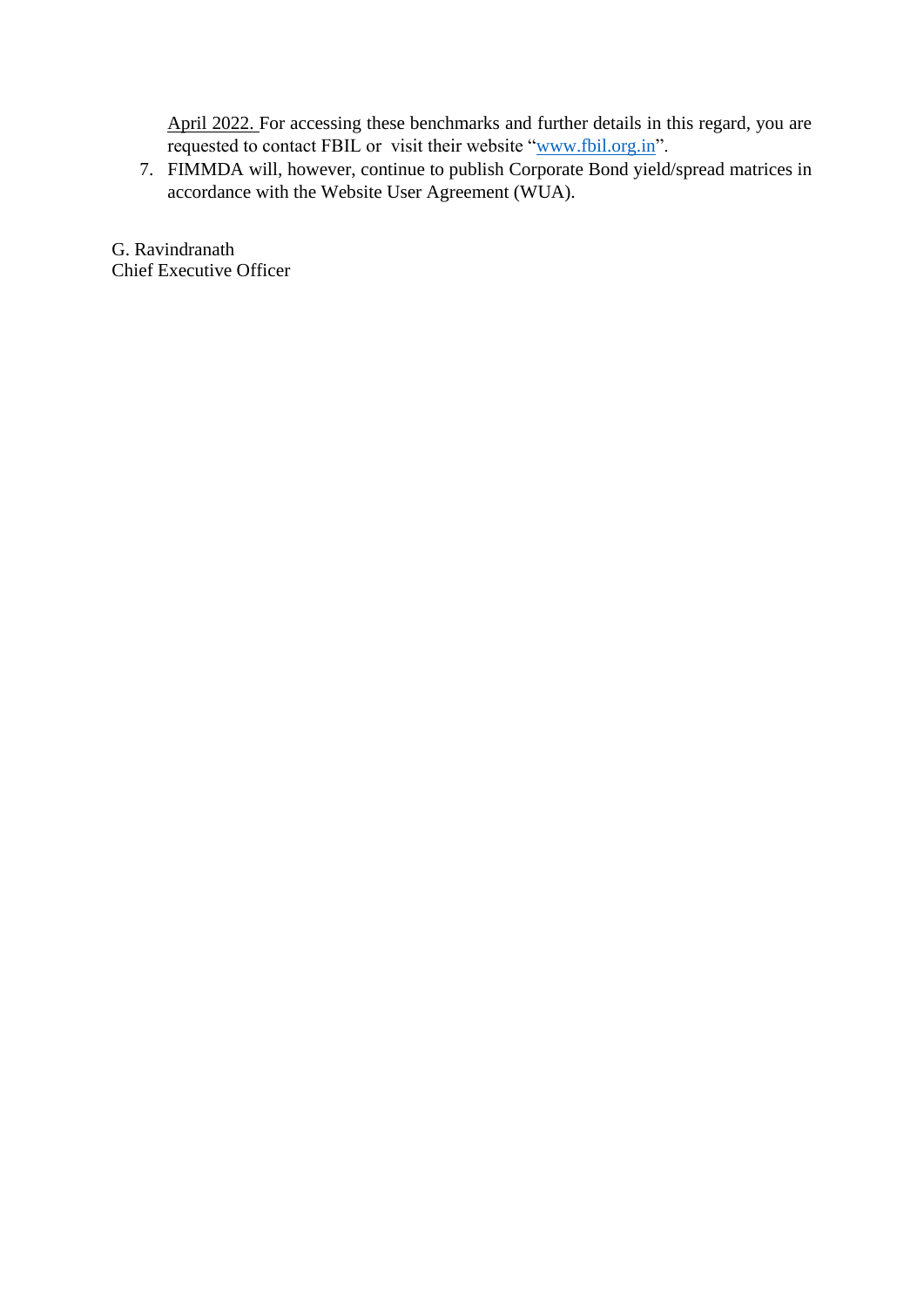April 2022. For accessing these benchmarks and further details in this regard, you are requested to contact FBIL or visit their website "www.fbil.org.in".

7. FIMMDA will, however, continue to publish Corporate Bond yield/spread matrices in accordance with the Website User Agreement (WUA).

G. Ravindranath
Chief Executive Officer